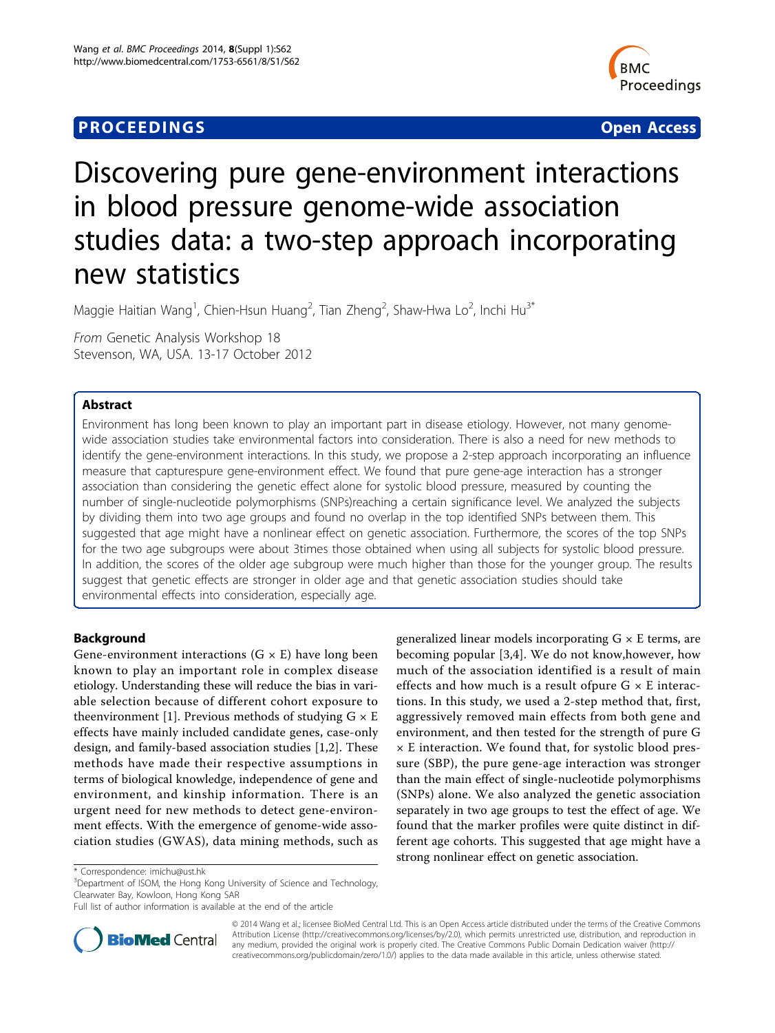**PROCEEDINGS** **Open Access**

# Discovering pure gene-environment interactions in blood pressure genome-wide association studies data: a two-step approach incorporating new statistics

Maggie Haitian Wang[1], Chien-Hsun Huang[2], Tian Zheng[2], Shaw-Hwa Lo[2], Inchi Hu[3*]

*From* Genetic Analysis Workshop 18
Stevenson, WA, USA. 13-17 October 2012

## Abstract

Environment has long been known to play an important part in disease etiology. However, not many genome-wide association studies take environmental factors into consideration. There is also a need for new methods to identify the gene-environment interactions. In this study, we propose a 2-step approach incorporating an influence measure that capturespure gene-environment effect. We found that pure gene-age interaction has a stronger association than considering the genetic effect alone for systolic blood pressure, measured by counting the number of single-nucleotide polymorphisms (SNPs)reaching a certain significance level. We analyzed the subjects by dividing them into two age groups and found no overlap in the top identified SNPs between them. This suggested that age might have a nonlinear effect on genetic association. Furthermore, the scores of the top SNPs for the two age subgroups were about 3times those obtained when using all subjects for systolic blood pressure. In addition, the scores of the older age subgroup were much higher than those for the younger group. The results suggest that genetic effects are stronger in older age and that genetic association studies should take environmental effects into consideration, especially age.

## Background

Gene-environment interactions (G × E) have long been known to play an important role in complex disease etiology. Understanding these will reduce the bias in variable selection because of different cohort exposure to theenvironment [1]. Previous methods of studying G × E effects have mainly included candidate genes, case-only design, and family-based association studies [1,2]. These methods have made their respective assumptions in terms of biological knowledge, independence of gene and environment, and kinship information. There is an urgent need for new methods to detect gene-environment effects. With the emergence of genome-wide association studies (GWAS), data mining methods, such as generalized linear models incorporating G × E terms, are becoming popular [3,4]. We do not know,however, how much of the association identified is a result of main effects and how much is a result ofpure G × E interactions. In this study, we used a 2-step method that, first, aggressively removed main effects from both gene and environment, and then tested for the strength of pure G × E interaction. We found that, for systolic blood pressure (SBP), the pure gene-age interaction was stronger than the main effect of single-nucleotide polymorphisms (SNPs) alone. We also analyzed the genetic association separately in two age groups to test the effect of age. We found that the marker profiles were quite distinct in different age cohorts. This suggested that age might have a strong nonlinear effect on genetic association.

\* Correspondence: imichu@ust.hk
[3]Department of ISOM, the Hong Kong University of Science and Technology, Clearwater Bay, Kowloon, Hong Kong SAR
Full list of author information is available at the end of the article

© 2014 Wang et al.; licensee BioMed Central Ltd. This is an Open Access article distributed under the terms of the Creative Commons Attribution License (http://creativecommons.org/licenses/by/2.0), which permits unrestricted use, distribution, and reproduction in any medium, provided the original work is properly cited. The Creative Commons Public Domain Dedication waiver (http://creativecommons.org/publicdomain/zero/1.0/) applies to the data made available in this article, unless otherwise stated.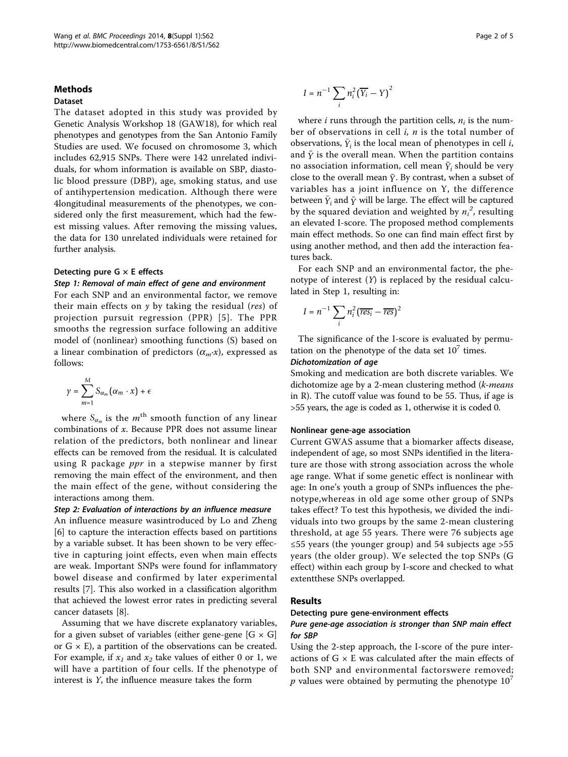## Methods

### Dataset

The dataset adopted in this study was provided by Genetic Analysis Workshop 18 (GAW18), for which real phenotypes and genotypes from the San Antonio Family Studies are used. We focused on chromosome 3, which includes 62,915 SNPs. There were 142 unrelated individuals, for whom information is available on SBP, diastolic blood pressure (DBP), age, smoking status, and use of antihypertension medication. Although there were 4longitudinal measurements of the phenotypes, we considered only the first measurement, which had the fewest missing values. After removing the missing values, the data for 130 unrelated individuals were retained for further analysis.

### Detecting pure G × E effects

#### *Step 1: Removal of main effect of gene and environment*

For each SNP and an environmental factor, we remove their main effects on $y$ by taking the residual (*res*) of projection pursuit regression (PPR) [5]. The PPR smooths the regression surface following an additive model of (nonlinear) smoothing functions (S) based on a linear combination of predictors ($\alpha_m \cdot x$), expressed as follows:

$$y = \sum_{m=1}^{M} S_{\alpha_m}(\alpha_m \cdot x) + \epsilon$$

where $S_{\alpha_m}$ is the $m^{\text{th}}$ smooth function of any linear combinations of $x$. Because PPR does not assume linear relation of the predictors, both nonlinear and linear effects can be removed from the residual. It is calculated using R package *ppr* in a stepwise manner by first removing the main effect of the environment, and then the main effect of the gene, without considering the interactions among them.

#### *Step 2: Evaluation of interactions by an influence measure*

An influence measure wasintroduced by Lo and Zheng [6] to capture the interaction effects based on partitions by a variable subset. It has been shown to be very effective in capturing joint effects, even when main effects are weak. Important SNPs were found for inflammatory bowel disease and confirmed by later experimental results [7]. This also worked in a classification algorithm that achieved the lowest error rates in predicting several cancer datasets [8].

Assuming that we have discrete explanatory variables, for a given subset of variables (either gene-gene [G × G] or G × E), a partition of the observations can be created. For example, if $x_1$ and $x_2$ take values of either 0 or 1, we will have a partition of four cells. If the phenotype of interest is $Y$, the influence measure takes the form

$$I = n^{-1} \sum_i n_i^2 \left(\overline{Y_i} - Y\right)^2$$

where $i$ runs through the partition cells, $n_i$ is the number of observations in cell $i$, $n$ is the total number of observations, $\bar{Y}_i$ is the local mean of phenotypes in cell $i$, and $\bar{Y}$ is the overall mean. When the partition contains no association information, cell mean $\bar{Y}_i$ should be very close to the overall mean $\bar{Y}$. By contrast, when a subset of variables has a joint influence on Y, the difference between $\bar{Y}_i$ and $\bar{Y}$ will be large. The effect will be captured by the squared deviation and weighted by $n_i^2$, resulting an elevated I-score. The proposed method complements main effect methods. So one can find main effect first by using another method, and then add the interaction features back.

For each SNP and an environmental factor, the phenotype of interest ($Y$) is replaced by the residual calculated in Step 1, resulting in:

$$I = n^{-1} \sum_i n_i^2 (\overline{res_i} - \overline{res})^2$$

The significance of the I-score is evaluated by permutation on the phenotype of the data set $10^7$ times.

#### *Dichotomization of age*

Smoking and medication are both discrete variables. We dichotomize age by a 2-mean clustering method (*k-means* in R). The cutoff value was found to be 55. Thus, if age is >55 years, the age is coded as 1, otherwise it is coded 0.

### Nonlinear gene-age association

Current GWAS assume that a biomarker affects disease, independent of age, so most SNPs identified in the literature are those with strong association across the whole age range. What if some genetic effect is nonlinear with age: In one's youth a group of SNPs influences the phenotype,whereas in old age some other group of SNPs takes effect? To test this hypothesis, we divided the individuals into two groups by the same 2-mean clustering threshold, at age 55 years. There were 76 subjects age ≤55 years (the younger group) and 54 subjects age >55 years (the older group). We selected the top SNPs (G effect) within each group by I-score and checked to what extentthese SNPs overlapped.

## Results

### Detecting pure gene-environment effects

#### *Pure gene-age association is stronger than SNP main effect for SBP*

Using the 2-step approach, the I-score of the pure interactions of G × E was calculated after the main effects of both SNP and environmental factorswere removed; $p$ values were obtained by permuting the phenotype $10^7$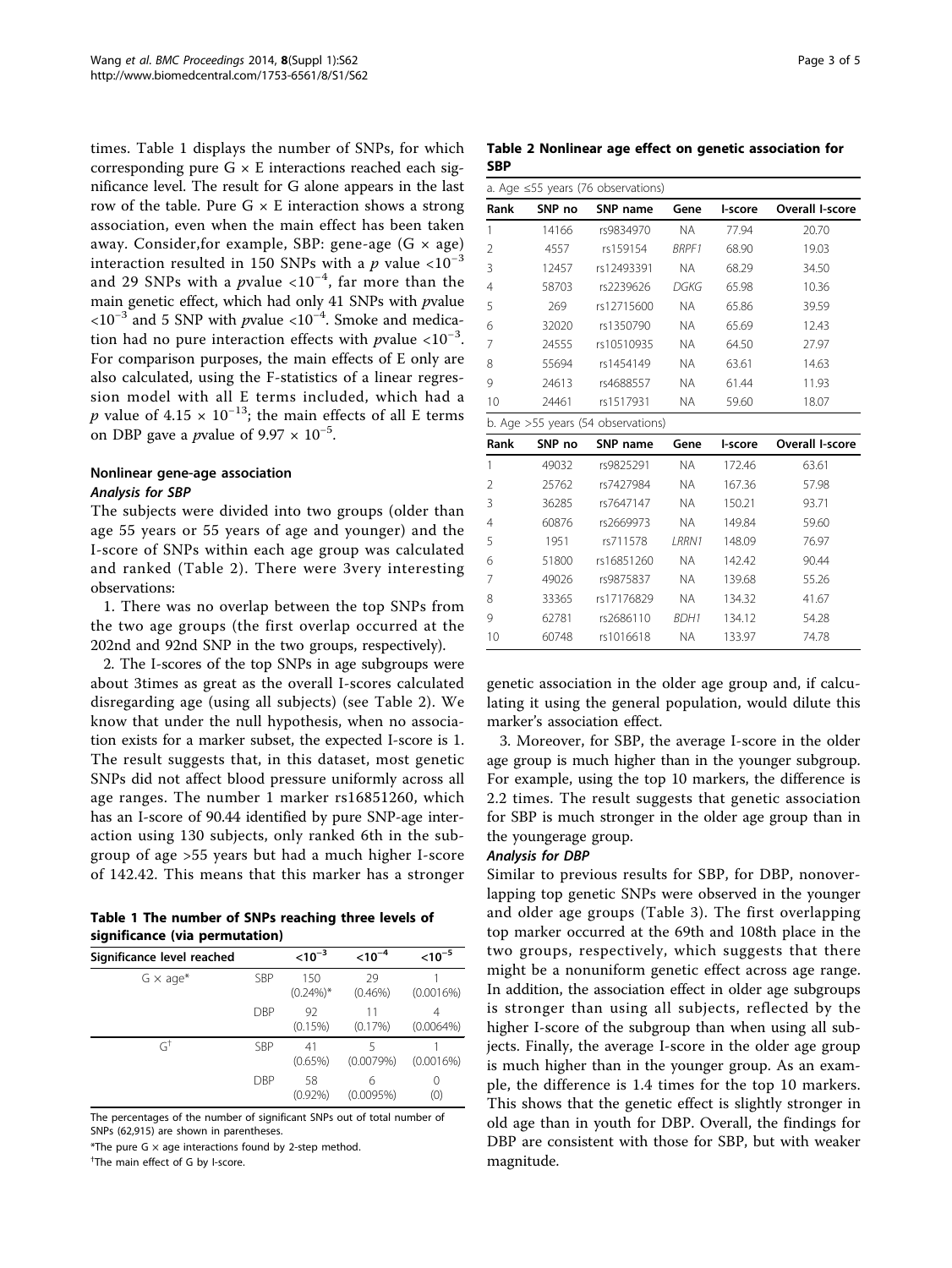times. Table 1 displays the number of SNPs, for which corresponding pure G × E interactions reached each significance level. The result for G alone appears in the last row of the table. Pure G × E interaction shows a strong association, even when the main effect has been taken away. Consider,for example, SBP: gene-age (G × age) interaction resulted in 150 SNPs with a $p$ value $<10^{-3}$ and 29 SNPs with a $p$value $<10^{-4}$, far more than the main genetic effect, which had only 41 SNPs with $p$value $<10^{-3}$ and 5 SNP with $p$value $<10^{-4}$. Smoke and medication had no pure interaction effects with $p$value $<10^{-3}$. For comparison purposes, the main effects of E only are also calculated, using the F-statistics of a linear regression model with all E terms included, which had a $p$ value of $4.15 \times 10^{-13}$; the main effects of all E terms on DBP gave a $p$value of $9.97 \times 10^{-5}$.

## Nonlinear gene-age association

### *Analysis for SBP*

The subjects were divided into two groups (older than age 55 years or 55 years of age and younger) and the I-score of SNPs within each age group was calculated and ranked (Table 2). There were 3very interesting observations:

1. There was no overlap between the top SNPs from the two age groups (the first overlap occurred at the 202nd and 92nd SNP in the two groups, respectively).

2. The I-scores of the top SNPs in age subgroups were about 3times as great as the overall I-scores calculated disregarding age (using all subjects) (see Table 2). We know that under the null hypothesis, when no association exists for a marker subset, the expected I-score is 1. The result suggests that, in this dataset, most genetic SNPs did not affect blood pressure uniformly across all age ranges. The number 1 marker rs16851260, which has an I-score of 90.44 identified by pure SNP-age interaction using 130 subjects, only ranked 6th in the subgroup of age >55 years but had a much higher I-score of 142.42. This means that this marker has a stronger genetic association in the older age group and, if calculating it using the general population, would dilute this marker's association effect.

3. Moreover, for SBP, the average I-score in the older age group is much higher than in the younger subgroup. For example, using the top 10 markers, the difference is 2.2 times. The result suggests that genetic association for SBP is much stronger in the older age group than in the youngerage group.

**Table 1 The number of SNPs reaching three levels of significance (via permutation)**

| Significance level reached | | $<10^{-3}$ | $<10^{-4}$ | $<10^{-5}$ |
|---|---|---|---|---|
| G × age* | SBP | 150 (0.24%)* | 29 (0.46%) | 1 (0.0016%) |
| | DBP | 92 (0.15%) | 11 (0.17%) | 4 (0.0064%) |
| G[†] | SBP | 41 (0.65%) | 5 (0.0079%) | 1 (0.0016%) |
| | DBP | 58 (0.92%) | 6 (0.0095%) | 0 (0) |

The percentages of the number of significant SNPs out of total number of SNPs (62,915) are shown in parentheses.

*The pure G × age interactions found by 2-step method.

[†]The main effect of G by I-score.

**Table 2 Nonlinear age effect on genetic association for SBP**

| a. Age ≤55 years (76 observations) | | | | | |
|---|---|---|---|---|---|
| Rank | SNP no | SNP name | Gene | I-score | Overall I-score |
| 1 | 14166 | rs9834970 | NA | 77.94 | 20.70 |
| 2 | 4557 | rs159154 | *BRPF1* | 68.90 | 19.03 |
| 3 | 12457 | rs12493391 | NA | 68.29 | 34.50 |
| 4 | 58703 | rs2239626 | *DGKG* | 65.98 | 10.36 |
| 5 | 269 | rs12715600 | NA | 65.86 | 39.59 |
| 6 | 32020 | rs1350790 | NA | 65.69 | 12.43 |
| 7 | 24555 | rs10510935 | NA | 64.50 | 27.97 |
| 8 | 55694 | rs1454149 | NA | 63.61 | 14.63 |
| 9 | 24613 | rs4688557 | NA | 61.44 | 11.93 |
| 10 | 24461 | rs1517931 | NA | 59.60 | 18.07 |
| **b. Age >55 years (54 observations)** | | | | | |
| Rank | SNP no | SNP name | Gene | I-score | Overall I-score |
| 1 | 49032 | rs9825291 | NA | 172.46 | 63.61 |
| 2 | 25762 | rs7427984 | NA | 167.36 | 57.98 |
| 3 | 36285 | rs7647147 | NA | 150.21 | 93.71 |
| 4 | 60876 | rs2669973 | NA | 149.84 | 59.60 |
| 5 | 1951 | rs711578 | *LRRN1* | 148.09 | 76.97 |
| 6 | 51800 | rs16851260 | NA | 142.42 | 90.44 |
| 7 | 49026 | rs9875837 | NA | 139.68 | 55.26 |
| 8 | 33365 | rs17176829 | NA | 134.32 | 41.67 |
| 9 | 62781 | rs2686110 | *BDH1* | 134.12 | 54.28 |
| 10 | 60748 | rs1016618 | NA | 133.97 | 74.78 |

### *Analysis for DBP*

Similar to previous results for SBP, for DBP, nonoverlapping top genetic SNPs were observed in the younger and older age groups (Table 3). The first overlapping top marker occurred at the 69th and 108th place in the two groups, respectively, which suggests that there might be a nonuniform genetic effect across age range. In addition, the association effect in older age subgroups is stronger than using all subjects, reflected by the higher I-score of the subgroup than when using all subjects. Finally, the average I-score in the older age group is much higher than in the younger group. As an example, the difference is 1.4 times for the top 10 markers. This shows that the genetic effect is slightly stronger in old age than in youth for DBP. Overall, the findings for DBP are consistent with those for SBP, but with weaker magnitude.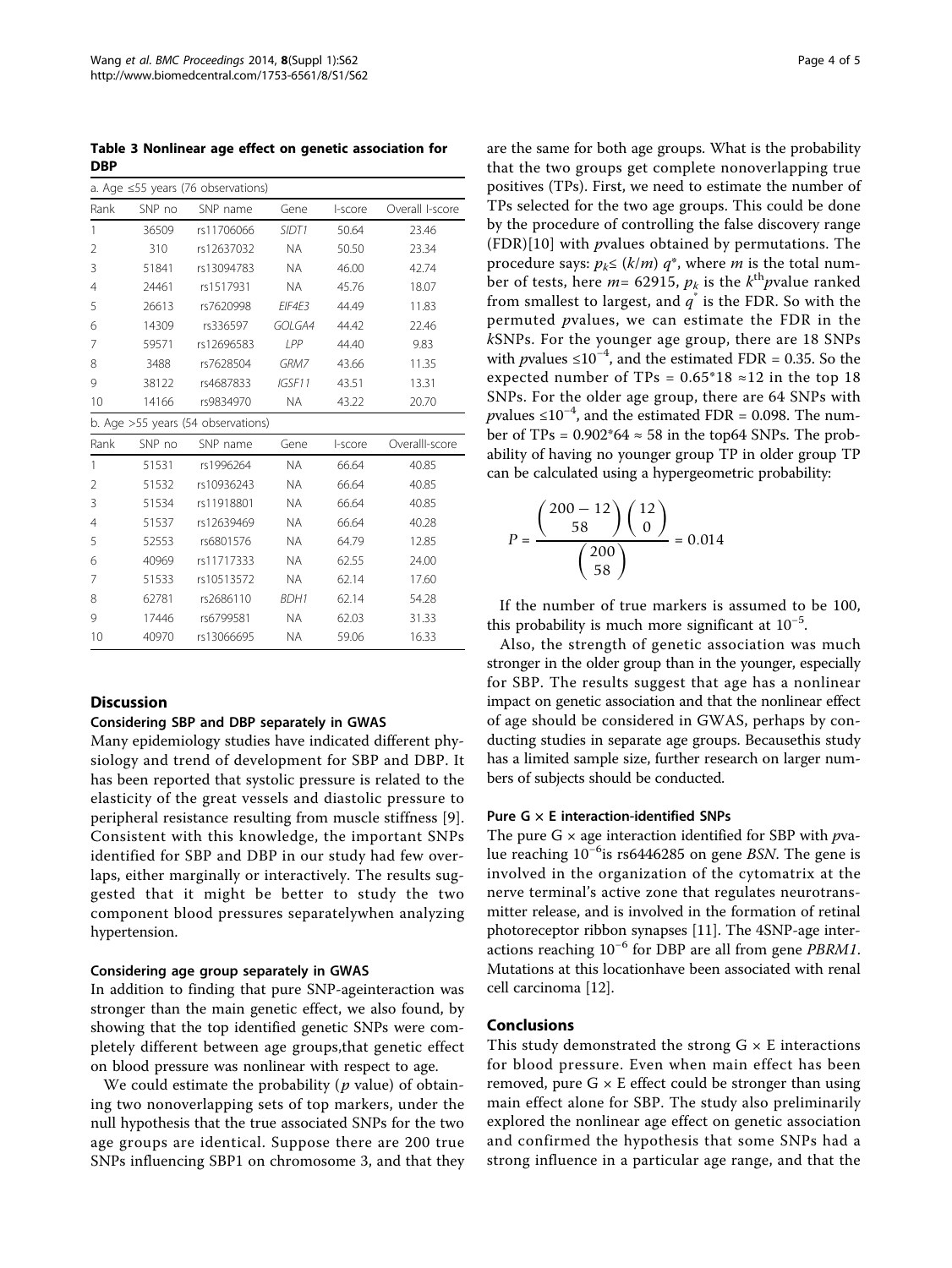**Table 3 Nonlinear age effect on genetic association for DBP**

| a. Age ≤55 years (76 observations) | | | | | |
|---|---|---|---|---|---|
| Rank | SNP no | SNP name | Gene | I-score | Overall I-score |
| 1 | 36509 | rs11706066 | *SIDT1* | 50.64 | 23.46 |
| 2 | 310 | rs12637032 | NA | 50.50 | 23.34 |
| 3 | 51841 | rs13094783 | NA | 46.00 | 42.74 |
| 4 | 24461 | rs1517931 | NA | 45.76 | 18.07 |
| 5 | 26613 | rs7620998 | *EIF4E3* | 44.49 | 11.83 |
| 6 | 14309 | rs336597 | *GOLGA4* | 44.42 | 22.46 |
| 7 | 59571 | rs12696583 | *LPP* | 44.40 | 9.83 |
| 8 | 3488 | rs7628504 | *GRM7* | 43.66 | 11.35 |
| 9 | 38122 | rs4687833 | *IGSF11* | 43.51 | 13.31 |
| 10 | 14166 | rs9834970 | NA | 43.22 | 20.70 |
| **b. Age >55 years (54 observations)** | | | | | |
| Rank | SNP no | SNP name | Gene | I-score | OverallI-score |
| 1 | 51531 | rs1996264 | NA | 66.64 | 40.85 |
| 2 | 51532 | rs10936243 | NA | 66.64 | 40.85 |
| 3 | 51534 | rs11918801 | NA | 66.64 | 40.85 |
| 4 | 51537 | rs12639469 | NA | 66.64 | 40.28 |
| 5 | 52553 | rs6801576 | NA | 64.79 | 12.85 |
| 6 | 40969 | rs11717333 | NA | 62.55 | 24.00 |
| 7 | 51533 | rs10513572 | NA | 62.14 | 17.60 |
| 8 | 62781 | rs2686110 | *BDH1* | 62.14 | 54.28 |
| 9 | 17446 | rs6799581 | NA | 62.03 | 31.33 |
| 10 | 40970 | rs13066695 | NA | 59.06 | 16.33 |

## Discussion

### Considering SBP and DBP separately in GWAS

Many epidemiology studies have indicated different physiology and trend of development for SBP and DBP. It has been reported that systolic pressure is related to the elasticity of the great vessels and diastolic pressure to peripheral resistance resulting from muscle stiffness [9]. Consistent with this knowledge, the important SNPs identified for SBP and DBP in our study had few overlaps, either marginally or interactively. The results suggest that it might be better to study the two component blood pressures separatelywhen analyzing hypertension.

### Considering age group separately in GWAS

In addition to finding that pure SNP-ageinteraction was stronger than the main genetic effect, we also found, by showing that the top identified genetic SNPs were completely different between age groups,that genetic effect on blood pressure was nonlinear with respect to age.

We could estimate the probability ($p$ value) of obtaining two nonoverlapping sets of top markers, under the null hypothesis that the true associated SNPs for the two age groups are identical. Suppose there are 200 true SNPs influencing SBP1 on chromosome 3, and that they are the same for both age groups. What is the probability that the two groups get complete nonoverlapping true positives (TPs). First, we need to estimate the number of TPs selected for the two age groups. This could be done by the procedure of controlling the false discovery range (FDR)[10] with $p$values obtained by permutations. The procedure says: $p_k \leq (k/m)\, q^*$, where $m$ is the total number of tests, here $m = 62915$, $p_k$ is the $k^{th}$$p$value ranked from smallest to largest, and $q^*$ is the FDR. So with the permuted $p$values, we can estimate the FDR in the $k$SNPs. For the younger age group, there are 18 SNPs with $p$values $\leq 10^{-4}$, and the estimated FDR = 0.35. So the expected number of TPs = 0.65*18 ≈12 in the top 18 SNPs. For the older age group, there are 64 SNPs with $p$values $\leq 10^{-4}$, and the estimated FDR = 0.098. The number of TPs = 0.902*64 ≈ 58 in the top64 SNPs. The probability of having no younger group TP in older group TP can be calculated using a hypergeometric probability:

$$P = \frac{\binom{200-12}{58}\binom{12}{0}}{\binom{200}{58}} = 0.014$$

If the number of true markers is assumed to be 100, this probability is much more significant at $10^{-5}$.

Also, the strength of genetic association was much stronger in the older group than in the younger, especially for SBP. The results suggest that age has a nonlinear impact on genetic association and that the nonlinear effect of age should be considered in GWAS, perhaps by conducting studies in separate age groups. Becausethis study has a limited sample size, further research on larger numbers of subjects should be conducted.

### Pure G × E interaction-identified SNPs

The pure G × age interaction identified for SBP with $p$value reaching $10^{-6}$is rs6446285 on gene *BSN*. The gene is involved in the organization of the cytomatrix at the nerve terminal's active zone that regulates neurotransmitter release, and is involved in the formation of retinal photoreceptor ribbon synapses [11]. The 4SNP-age interactions reaching $10^{-6}$ for DBP are all from gene *PBRM1*. Mutations at this locationhave been associated with renal cell carcinoma [12].

## Conclusions

This study demonstrated the strong G × E interactions for blood pressure. Even when main effect has been removed, pure G × E effect could be stronger than using main effect alone for SBP. The study also preliminarily explored the nonlinear age effect on genetic association and confirmed the hypothesis that some SNPs had a strong influence in a particular age range, and that the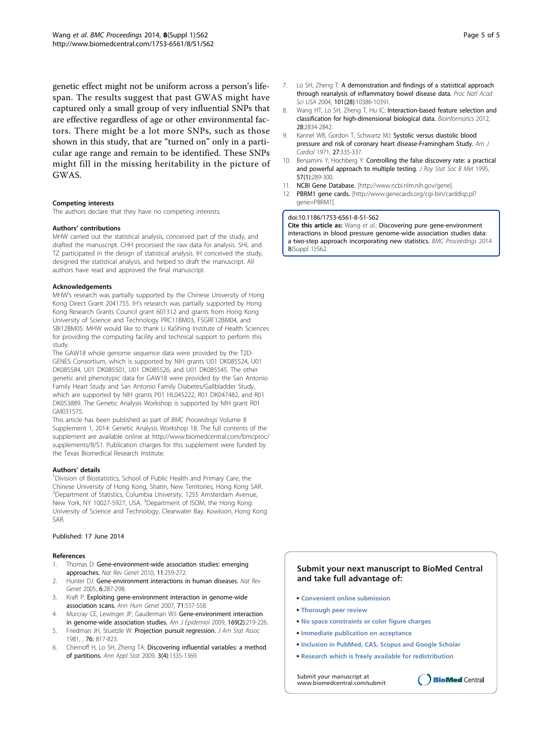genetic effect might not be uniform across a person's lifespan. The results suggest that past GWAS might have captured only a small group of very influential SNPs that are effective regardless of age or other environmental factors. There might be a lot more SNPs, such as those shown in this study, that are "turned on" only in a particular age range and remain to be identified. These SNPs might fill in the missing heritability in the picture of GWAS.

#### Competing interests

The authors declare that they have no competing interests.

#### Authors' contributions

MHW carried out the statistical analysis, conceived part of the study, and drafted the manuscript. CHH processed the raw data for analysis. SHL and TZ participated in the design of statistical analysis. IH conceived the study, designed the statistical analysis, and helped to draft the manuscript. All authors have read and approved the final manuscript.

#### Acknowledgements

MHW's research was partially supported by the Chinese University of Hong Kong Direct Grant 2041755. IH's research was partially supported by Hong Kong Research Grants Council grant 601312 and grants from Hong Kong University of Science and Technology PRC11BM03, FSGRF12BM04, and SBI12BM05. MHW would like to thank Li KaShing Institute of Health Sciences for providing the computing facility and technical support to perform this study.

The GAW18 whole genome sequence data were provided by the T2D-GENES Consortium, which is supported by NIH grants U01 DK085524, U01 DK085584, U01 DK085501, U01 DK085526, and U01 DK085545. The other genetic and phenotypic data for GAW18 were provided by the San Antonio Family Heart Study and San Antonio Family Diabetes/Gallbladder Study, which are supported by NIH grants P01 HL045222, R01 DK047482, and R01 DK053889. The Genetic Analysis Workshop is supported by NIH grant R01 GM031575.

This article has been published as part of *BMC Proceedings* Volume 8 Supplement 1, 2014: Genetic Analysis Workshop 18. The full contents of the supplement are available online at http://www.biomedcentral.com/bmcproc/supplements/8/S1. Publication charges for this supplement were funded by the Texas Biomedical Research Institute.

#### Authors' details

[1]Division of Biostatistics, School of Public Health and Primary Care, the Chinese University of Hong Kong, Shatin, New Territories, Hong Kong SAR. [2]Department of Statistics, Columbia University, 1255 Amsterdam Avenue, New York, NY 10027-5927, USA. [3]Department of ISOM, the Hong Kong University of Science and Technology, Clearwater Bay, Kowloon, Hong Kong SAR.

Published: 17 June 2014

#### References

1. Thomas D: **Gene-environment-wide association studies: emerging approaches.** *Nat Rev Genet* 2010, **11**:259-272.
2. Hunter DJ: **Gene-environment interactions in human diseases.** *Nat Rev Genet* 2005, **6**:287-298.
3. Kraft P: **Exploiting gene-environment interaction in genome-wide association scans.** *Ann Hum Genet* 2007, **71**:557-558.
4. Murcray CE, Lewinger JP, Gauderman WJ: **Gene-environment interaction in genome-wide association studies.** *Am J Epidemiol* 2009, **169(2)**:219-226.
5. Friedman JH, Stuetzle W: **Projection pursuit regression.** *J Am Stat Assoc* 1981, , **76**: 817-823.
6. Chernoff H, Lo SH, Zheng TA: **Discovering influential variables: a method of partitions.** *Ann Appl Stat* 2009, **3(4)**:1335-1369.
7. Lo SH, Zheng T: **A demonstration and findings of a statistical approach through reanalysis of inflammatory bowel disease data.** *Proc Natl Acad Sci USA* 2004, **101(28)**:10386-10391.
8. Wang HT, Lo SH, Zheng T, Hu IC: **Interaction-based feature selection and classification for high-dimensional biological data.** *Bioinformatics* 2012, **28**:2834-2842.
9. Kannel WB, Gordon T, Schwartz MJ: **Systolic versus diastolic blood pressure and risk of coronary heart disease-Framingham Study.** *Am J Cardiol* 1971, **27**:335-337.
10. Benjamini Y, Hochberg Y: **Controlling the false discovery rate: a practical and powerful approach to multiple testing.** *J Roy Stat Soc B Met* 1995, **57(1)**:289-300.
11. **NCBI Gene Database.** [http://www.ncbi.nlm.nih.gov/gene].
12. **PBRM1 gene cards.** [http://www.genecards.org/cgi-bin/carddisp.pl?gene=PBRM1].

doi:10.1186/1753-6561-8-S1-S62

**Cite this article as:** Wang *et al.*: Discovering pure gene-environment interactions in blood pressure genome-wide association studies data: a two-step approach incorporating new statistics. *BMC Proceedings* 2014 **8**(Suppl 1):S62.